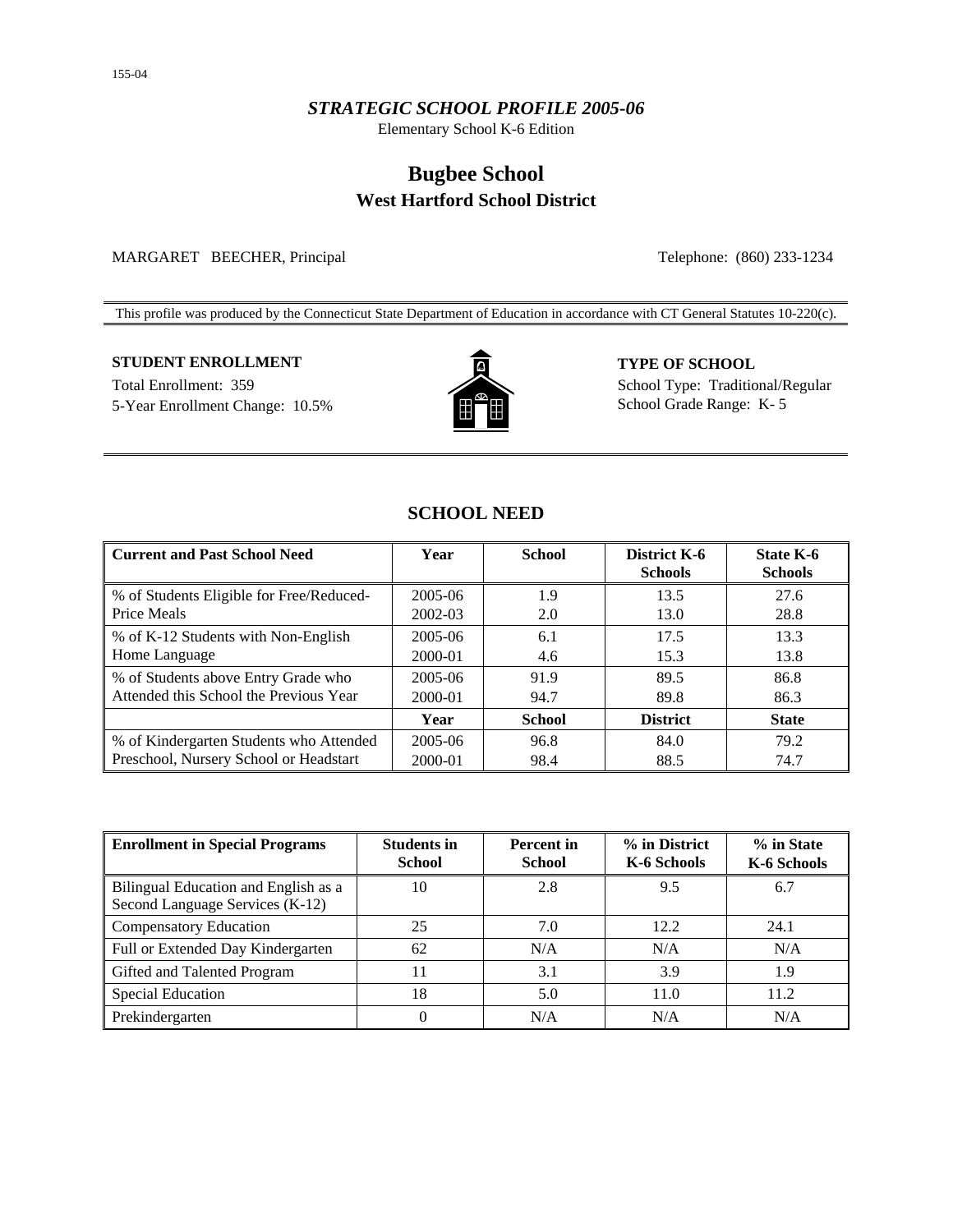155-04

*STRATEGIC SCHOOL PROFILE 2005-06*

Elementary School K-6 Edition

# Bugbee School

## West Hartford School District

MARGARET BEECHER, Principal

Telephone: (860) 233-1234

This profile was produced by the Connecticut State Department of Education in accordance with CT General Statutes 10-220(c).

**STUDENT ENROLLMENT**

Total Enrollment: 359

5-Year Enrollment Change: 10.5%

**TYPE OF SCHOOL**

School Type: Traditional/Regular

School Grade Range: K- 5

## SCHOOL NEED

| Current and Past School Need | Year | School | District K-6 Schools | State K-6 Schools |
|---|---|---|---|---|
| % of Students Eligible for Free/Reduced-Price Meals | 2005-06 | 1.9 | 13.5 | 27.6 |
| | 2002-03 | 2.0 | 13.0 | 28.8 |
| % of K-12 Students with Non-English Home Language | 2005-06 | 6.1 | 17.5 | 13.3 |
| | 2000-01 | 4.6 | 15.3 | 13.8 |
| % of Students above Entry Grade who Attended this School the Previous Year | 2005-06 | 91.9 | 89.5 | 86.8 |
| | 2000-01 | 94.7 | 89.8 | 86.3 |
| | **Year** | **School** | **District** | **State** |
| % of Kindergarten Students who Attended Preschool, Nursery School or Headstart | 2005-06 | 96.8 | 84.0 | 79.2 |
| | 2000-01 | 98.4 | 88.5 | 74.7 |

| Enrollment in Special Programs | Students in School | Percent in School | % in District K-6 Schools | % in State K-6 Schools |
|---|---|---|---|---|
| Bilingual Education and English as a Second Language Services (K-12) | 10 | 2.8 | 9.5 | 6.7 |
| Compensatory Education | 25 | 7.0 | 12.2 | 24.1 |
| Full or Extended Day Kindergarten | 62 | N/A | N/A | N/A |
| Gifted and Talented Program | 11 | 3.1 | 3.9 | 1.9 |
| Special Education | 18 | 5.0 | 11.0 | 11.2 |
| Prekindergarten | 0 | N/A | N/A | N/A |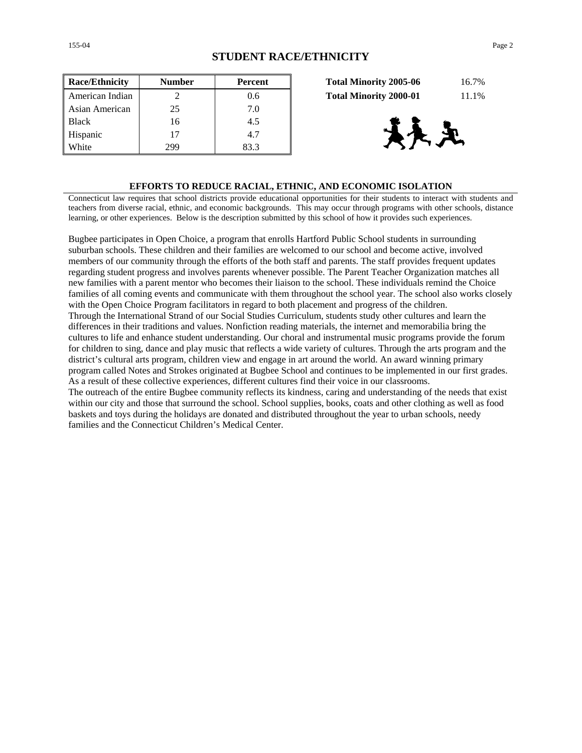## STUDENT RACE/ETHNICITY

| Race/Ethnicity | Number | Percent |
|---|---|---|
| American Indian | 2 | 0.6 |
| Asian American | 25 | 7.0 |
| Black | 16 | 4.5 |
| Hispanic | 17 | 4.7 |
| White | 299 | 83.3 |

| | |
|---|---|
| **Total Minority 2005-06** | 16.7% |
| **Total Minority 2000-01** | 11.1% |

### EFFORTS TO REDUCE RACIAL, ETHNIC, AND ECONOMIC ISOLATION

Connecticut law requires that school districts provide educational opportunities for their students to interact with students and teachers from diverse racial, ethnic, and economic backgrounds. This may occur through programs with other schools, distance learning, or other experiences. Below is the description submitted by this school of how it provides such experiences.

Bugbee participates in Open Choice, a program that enrolls Hartford Public School students in surrounding suburban schools. These children and their families are welcomed to our school and become active, involved members of our community through the efforts of the both staff and parents. The staff provides frequent updates regarding student progress and involves parents whenever possible. The Parent Teacher Organization matches all new families with a parent mentor who becomes their liaison to the school. These individuals remind the Choice families of all coming events and communicate with them throughout the school year. The school also works closely with the Open Choice Program facilitators in regard to both placement and progress of the children.
Through the International Strand of our Social Studies Curriculum, students study other cultures and learn the differences in their traditions and values. Nonfiction reading materials, the internet and memorabilia bring the cultures to life and enhance student understanding. Our choral and instrumental music programs provide the forum for children to sing, dance and play music that reflects a wide variety of cultures. Through the arts program and the district's cultural arts program, children view and engage in art around the world. An award winning primary program called Notes and Strokes originated at Bugbee School and continues to be implemented in our first grades. As a result of these collective experiences, different cultures find their voice in our classrooms.
The outreach of the entire Bugbee community reflects its kindness, caring and understanding of the needs that exist within our city and those that surround the school. School supplies, books, coats and other clothing as well as food baskets and toys during the holidays are donated and distributed throughout the year to urban schools, needy families and the Connecticut Children's Medical Center.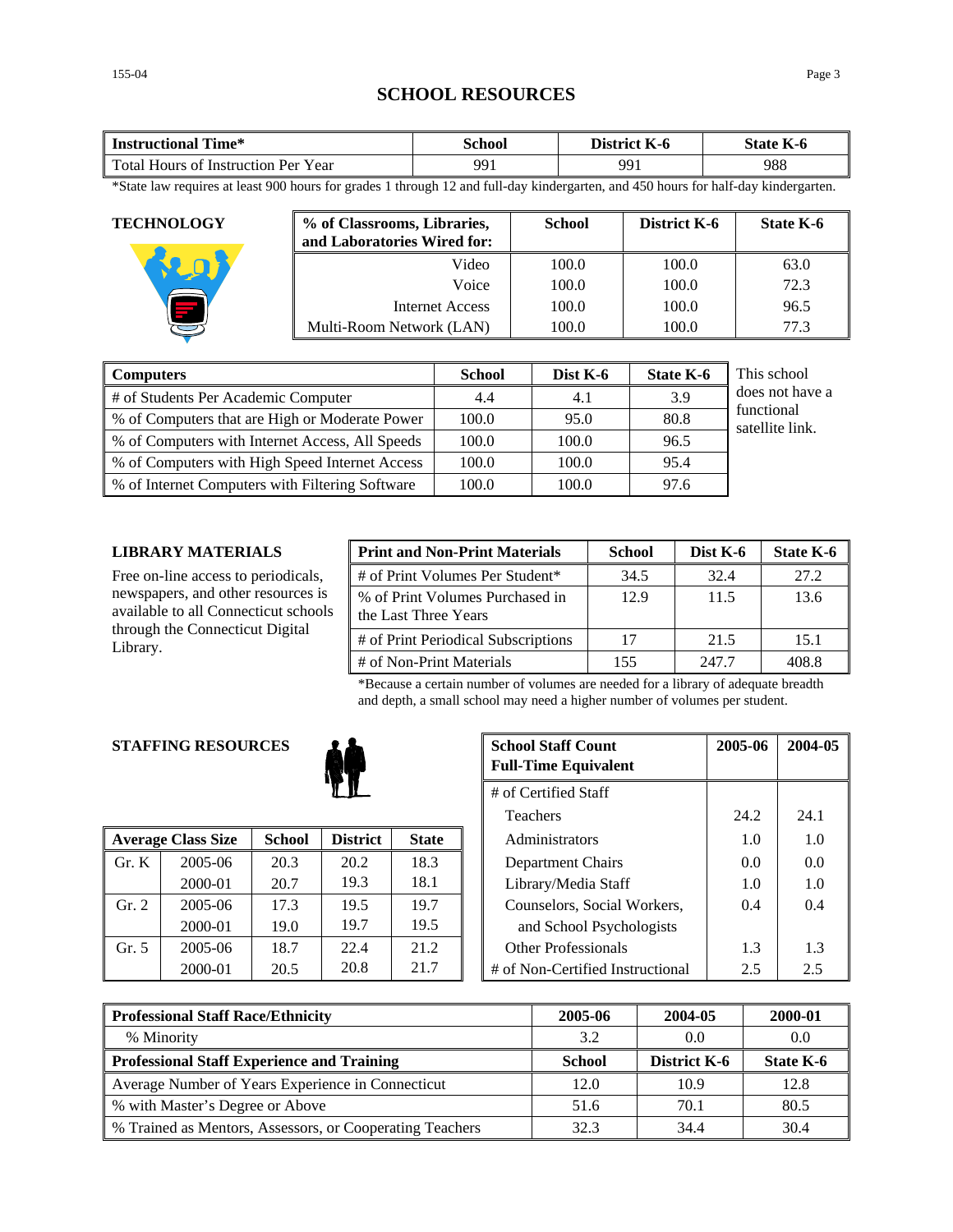# SCHOOL RESOURCES

| Instructional Time* | School | District K-6 | State K-6 |
|---|---|---|---|
| Total Hours of Instruction Per Year | 991 | 991 | 988 |

*State law requires at least 900 hours for grades 1 through 12 and full-day kindergarten, and 450 hours for half-day kindergarten.

## TECHNOLOGY

| % of Classrooms, Libraries, and Laboratories Wired for: | School | District K-6 | State K-6 |
|---|---|---|---|
| Video | 100.0 | 100.0 | 63.0 |
| Voice | 100.0 | 100.0 | 72.3 |
| Internet Access | 100.0 | 100.0 | 96.5 |
| Multi-Room Network (LAN) | 100.0 | 100.0 | 77.3 |

| Computers | School | Dist K-6 | State K-6 |
|---|---|---|---|
| # of Students Per Academic Computer | 4.4 | 4.1 | 3.9 |
| % of Computers that are High or Moderate Power | 100.0 | 95.0 | 80.8 |
| % of Computers with Internet Access, All Speeds | 100.0 | 100.0 | 96.5 |
| % of Computers with High Speed Internet Access | 100.0 | 100.0 | 95.4 |
| % of Internet Computers with Filtering Software | 100.0 | 100.0 | 97.6 |

This school does not have a functional satellite link.

## LIBRARY MATERIALS

Free on-line access to periodicals, newspapers, and other resources is available to all Connecticut schools through the Connecticut Digital Library.

| Print and Non-Print Materials | School | Dist K-6 | State K-6 |
|---|---|---|---|
| # of Print Volumes Per Student* | 34.5 | 32.4 | 27.2 |
| % of Print Volumes Purchased in the Last Three Years | 12.9 | 11.5 | 13.6 |
| # of Print Periodical Subscriptions | 17 | 21.5 | 15.1 |
| # of Non-Print Materials | 155 | 247.7 | 408.8 |

*Because a certain number of volumes are needed for a library of adequate breadth and depth, a small school may need a higher number of volumes per student.

## STAFFING RESOURCES

| Average Class Size | | School | District | State |
|---|---|---|---|---|
| Gr. K | 2005-06 | 20.3 | 20.2 | 18.3 |
| | 2000-01 | 20.7 | 19.3 | 18.1 |
| Gr. 2 | 2005-06 | 17.3 | 19.5 | 19.7 |
| | 2000-01 | 19.0 | 19.7 | 19.5 |
| Gr. 5 | 2005-06 | 18.7 | 22.4 | 21.2 |
| | 2000-01 | 20.5 | 20.8 | 21.7 |

| School Staff Count Full-Time Equivalent | 2005-06 | 2004-05 |
|---|---|---|
| # of Certified Staff | | |
| Teachers | 24.2 | 24.1 |
| Administrators | 1.0 | 1.0 |
| Department Chairs | 0.0 | 0.0 |
| Library/Media Staff | 1.0 | 1.0 |
| Counselors, Social Workers, and School Psychologists | 0.4 | 0.4 |
| Other Professionals | 1.3 | 1.3 |
| # of Non-Certified Instructional | 2.5 | 2.5 |

| Professional Staff Race/Ethnicity | 2005-06 | 2004-05 | 2000-01 |
|---|---|---|---|
| % Minority | 3.2 | 0.0 | 0.0 |
| **Professional Staff Experience and Training** | **School** | **District K-6** | **State K-6** |
| Average Number of Years Experience in Connecticut | 12.0 | 10.9 | 12.8 |
| % with Master's Degree or Above | 51.6 | 70.1 | 80.5 |
| % Trained as Mentors, Assessors, or Cooperating Teachers | 32.3 | 34.4 | 30.4 |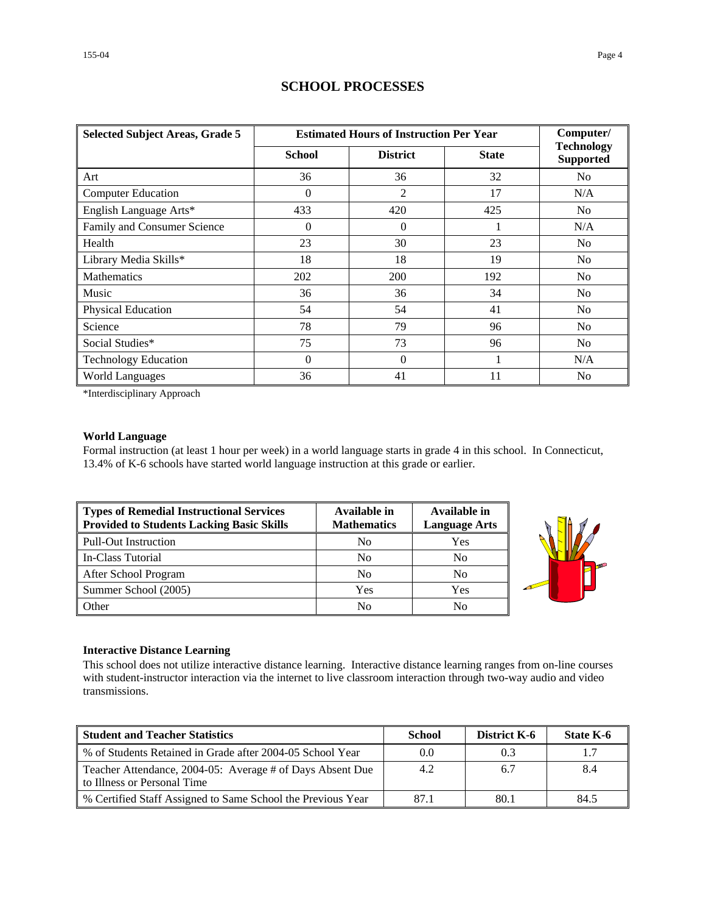## SCHOOL PROCESSES

| Selected Subject Areas, Grade 5 | Estimated Hours of Instruction Per Year | | | Computer/ Technology Supported |
|---|---|---|---|---|
| | School | District | State | |
| Art | 36 | 36 | 32 | No |
| Computer Education | 0 | 2 | 17 | N/A |
| English Language Arts* | 433 | 420 | 425 | No |
| Family and Consumer Science | 0 | 0 | 1 | N/A |
| Health | 23 | 30 | 23 | No |
| Library Media Skills* | 18 | 18 | 19 | No |
| Mathematics | 202 | 200 | 192 | No |
| Music | 36 | 36 | 34 | No |
| Physical Education | 54 | 54 | 41 | No |
| Science | 78 | 79 | 96 | No |
| Social Studies* | 75 | 73 | 96 | No |
| Technology Education | 0 | 0 | 1 | N/A |
| World Languages | 36 | 41 | 11 | No |

*Interdisciplinary Approach

### World Language

Formal instruction (at least 1 hour per week) in a world language starts in grade 4 in this school. In Connecticut, 13.4% of K-6 schools have started world language instruction at this grade or earlier.

| Types of Remedial Instructional Services Provided to Students Lacking Basic Skills | Available in Mathematics | Available in Language Arts |
|---|---|---|
| Pull-Out Instruction | No | Yes |
| In-Class Tutorial | No | No |
| After School Program | No | No |
| Summer School (2005) | Yes | Yes |
| Other | No | No |

### Interactive Distance Learning

This school does not utilize interactive distance learning. Interactive distance learning ranges from on-line courses with student-instructor interaction via the internet to live classroom interaction through two-way audio and video transmissions.

| Student and Teacher Statistics | School | District K-6 | State K-6 |
|---|---|---|---|
| % of Students Retained in Grade after 2004-05 School Year | 0.0 | 0.3 | 1.7 |
| Teacher Attendance, 2004-05: Average # of Days Absent Due to Illness or Personal Time | 4.2 | 6.7 | 8.4 |
| % Certified Staff Assigned to Same School the Previous Year | 87.1 | 80.1 | 84.5 |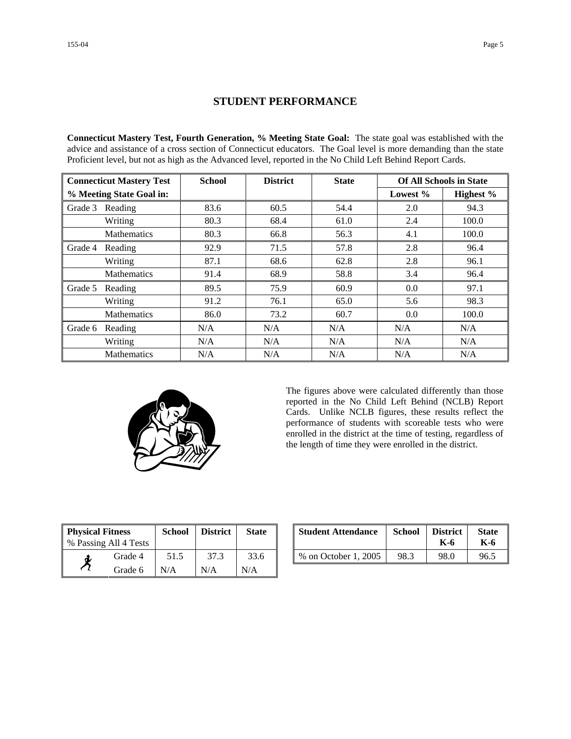## STUDENT PERFORMANCE

**Connecticut Mastery Test, Fourth Generation, % Meeting State Goal:** The state goal was established with the advice and assistance of a cross section of Connecticut educators. The Goal level is more demanding than the state Proficient level, but not as high as the Advanced level, reported in the No Child Left Behind Report Cards.

| Connecticut Mastery Test % Meeting State Goal in: | | School | District | State | Of All Schools in State | |
|---|---|---|---|---|---|---|
| | | | | | Lowest % | Highest % |
| Grade 3 | Reading | 83.6 | 60.5 | 54.4 | 2.0 | 94.3 |
| | Writing | 80.3 | 68.4 | 61.0 | 2.4 | 100.0 |
| | Mathematics | 80.3 | 66.8 | 56.3 | 4.1 | 100.0 |
| Grade 4 | Reading | 92.9 | 71.5 | 57.8 | 2.8 | 96.4 |
| | Writing | 87.1 | 68.6 | 62.8 | 2.8 | 96.1 |
| | Mathematics | 91.4 | 68.9 | 58.8 | 3.4 | 96.4 |
| Grade 5 | Reading | 89.5 | 75.9 | 60.9 | 0.0 | 97.1 |
| | Writing | 91.2 | 76.1 | 65.0 | 5.6 | 98.3 |
| | Mathematics | 86.0 | 73.2 | 60.7 | 0.0 | 100.0 |
| Grade 6 | Reading | N/A | N/A | N/A | N/A | N/A |
| | Writing | N/A | N/A | N/A | N/A | N/A |
| | Mathematics | N/A | N/A | N/A | N/A | N/A |

The figures above were calculated differently than those reported in the No Child Left Behind (NCLB) Report Cards. Unlike NCLB figures, these results reflect the performance of students with scoreable tests who were enrolled in the district at the time of testing, regardless of the length of time they were enrolled in the district.

| Physical Fitness % Passing All 4 Tests | School | District | State |
|---|---|---|---|
| Grade 4 | 51.5 | 37.3 | 33.6 |
| Grade 6 | N/A | N/A | N/A |

| Student Attendance | School | District K-6 | State K-6 |
|---|---|---|---|
| % on October 1, 2005 | 98.3 | 98.0 | 96.5 |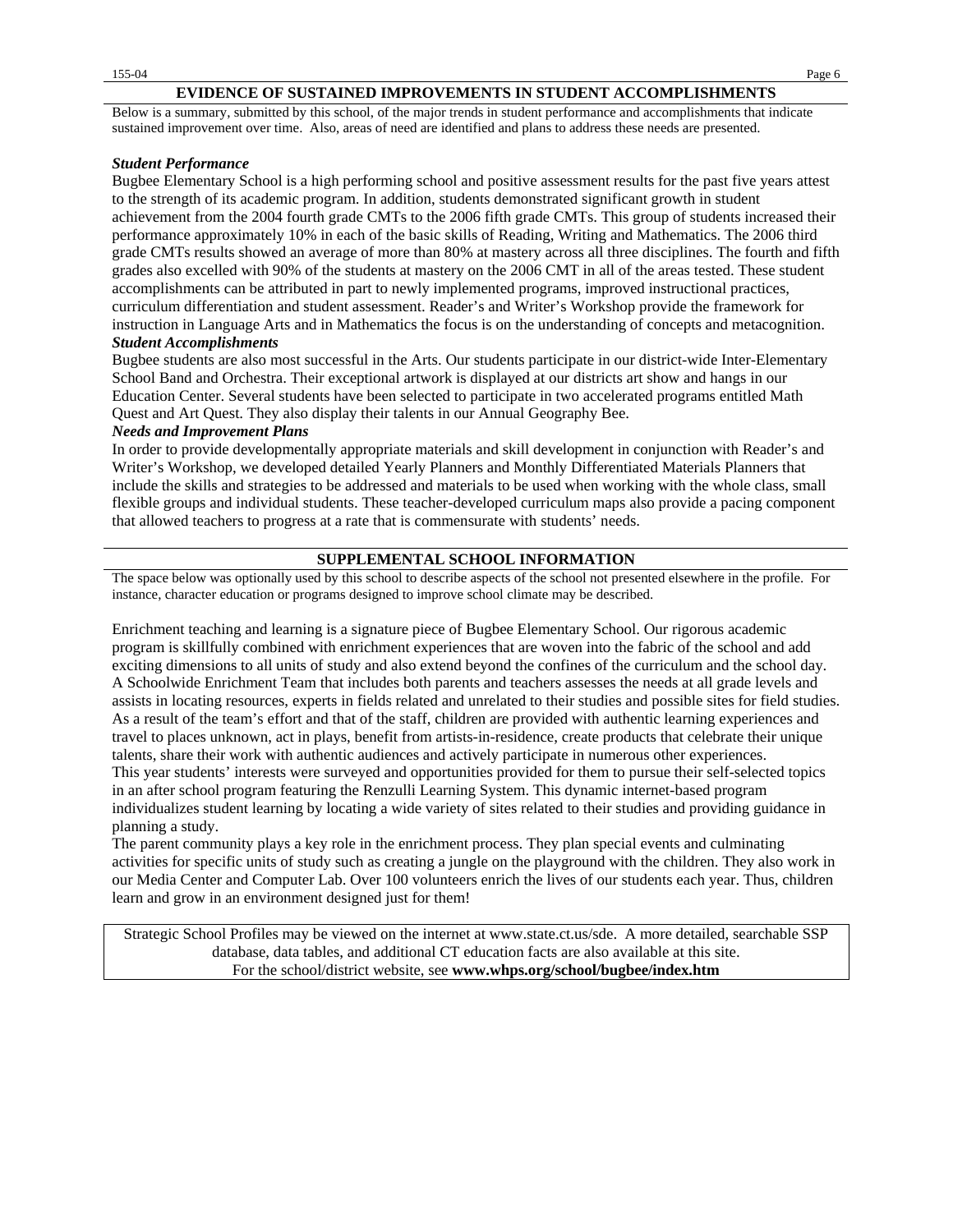## EVIDENCE OF SUSTAINED IMPROVEMENTS IN STUDENT ACCOMPLISHMENTS

Below is a summary, submitted by this school, of the major trends in student performance and accomplishments that indicate sustained improvement over time. Also, areas of need are identified and plans to address these needs are presented.

***Student Performance***

Bugbee Elementary School is a high performing school and positive assessment results for the past five years attest to the strength of its academic program. In addition, students demonstrated significant growth in student achievement from the 2004 fourth grade CMTs to the 2006 fifth grade CMTs. This group of students increased their performance approximately 10% in each of the basic skills of Reading, Writing and Mathematics. The 2006 third grade CMTs results showed an average of more than 80% at mastery across all three disciplines. The fourth and fifth grades also excelled with 90% of the students at mastery on the 2006 CMT in all of the areas tested. These student accomplishments can be attributed in part to newly implemented programs, improved instructional practices, curriculum differentiation and student assessment. Reader's and Writer's Workshop provide the framework for instruction in Language Arts and in Mathematics the focus is on the understanding of concepts and metacognition.

***Student Accomplishments***

Bugbee students are also most successful in the Arts. Our students participate in our district-wide Inter-Elementary School Band and Orchestra. Their exceptional artwork is displayed at our districts art show and hangs in our Education Center. Several students have been selected to participate in two accelerated programs entitled Math Quest and Art Quest. They also display their talents in our Annual Geography Bee.

***Needs and Improvement Plans***

In order to provide developmentally appropriate materials and skill development in conjunction with Reader's and Writer's Workshop, we developed detailed Yearly Planners and Monthly Differentiated Materials Planners that include the skills and strategies to be addressed and materials to be used when working with the whole class, small flexible groups and individual students. These teacher-developed curriculum maps also provide a pacing component that allowed teachers to progress at a rate that is commensurate with students' needs.

## SUPPLEMENTAL SCHOOL INFORMATION

The space below was optionally used by this school to describe aspects of the school not presented elsewhere in the profile. For instance, character education or programs designed to improve school climate may be described.

Enrichment teaching and learning is a signature piece of Bugbee Elementary School. Our rigorous academic program is skillfully combined with enrichment experiences that are woven into the fabric of the school and add exciting dimensions to all units of study and also extend beyond the confines of the curriculum and the school day. A Schoolwide Enrichment Team that includes both parents and teachers assesses the needs at all grade levels and assists in locating resources, experts in fields related and unrelated to their studies and possible sites for field studies. As a result of the team's effort and that of the staff, children are provided with authentic learning experiences and travel to places unknown, act in plays, benefit from artists-in-residence, create products that celebrate their unique talents, share their work with authentic audiences and actively participate in numerous other experiences.

This year students' interests were surveyed and opportunities provided for them to pursue their self-selected topics in an after school program featuring the Renzulli Learning System. This dynamic internet-based program individualizes student learning by locating a wide variety of sites related to their studies and providing guidance in planning a study.

The parent community plays a key role in the enrichment process. They plan special events and culminating activities for specific units of study such as creating a jungle on the playground with the children. They also work in our Media Center and Computer Lab. Over 100 volunteers enrich the lives of our students each year. Thus, children learn and grow in an environment designed just for them!

Strategic School Profiles may be viewed on the internet at www.state.ct.us/sde. A more detailed, searchable SSP database, data tables, and additional CT education facts are also available at this site.
For the school/district website, see **www.whps.org/school/bugbee/index.htm**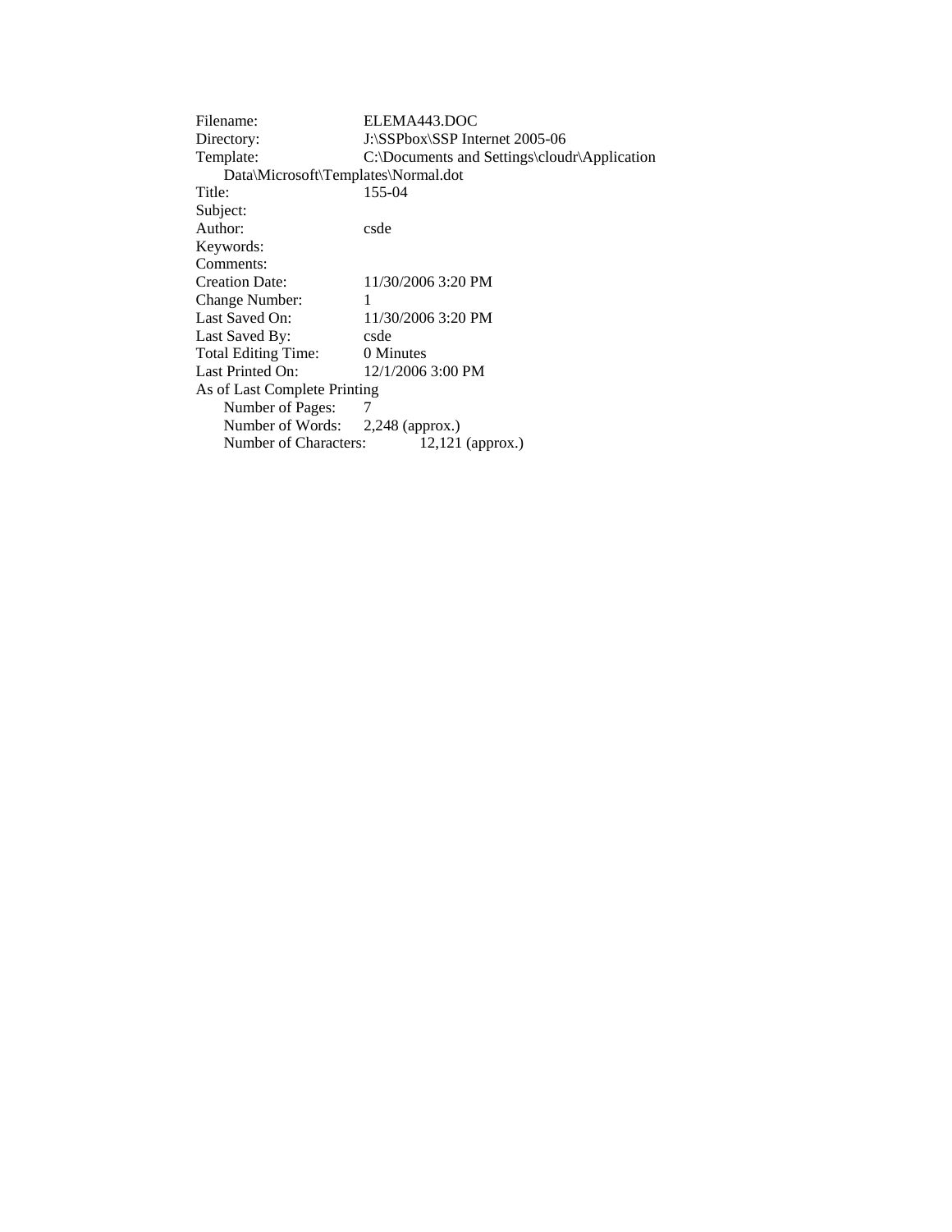Filename: ELEMA443.DOC
Directory: J:\SSPbox\SSP Internet 2005-06
Template: C:\Documents and Settings\cloudr\Application Data\Microsoft\Templates\Normal.dot
Title: 155-04
Subject:
Author: csde
Keywords:
Comments:
Creation Date: 11/30/2006 3:20 PM
Change Number: 1
Last Saved On: 11/30/2006 3:20 PM
Last Saved By: csde
Total Editing Time: 0 Minutes
Last Printed On: 12/1/2006 3:00 PM
As of Last Complete Printing
  Number of Pages: 7
  Number of Words: 2,248 (approx.)
  Number of Characters: 12,121 (approx.)